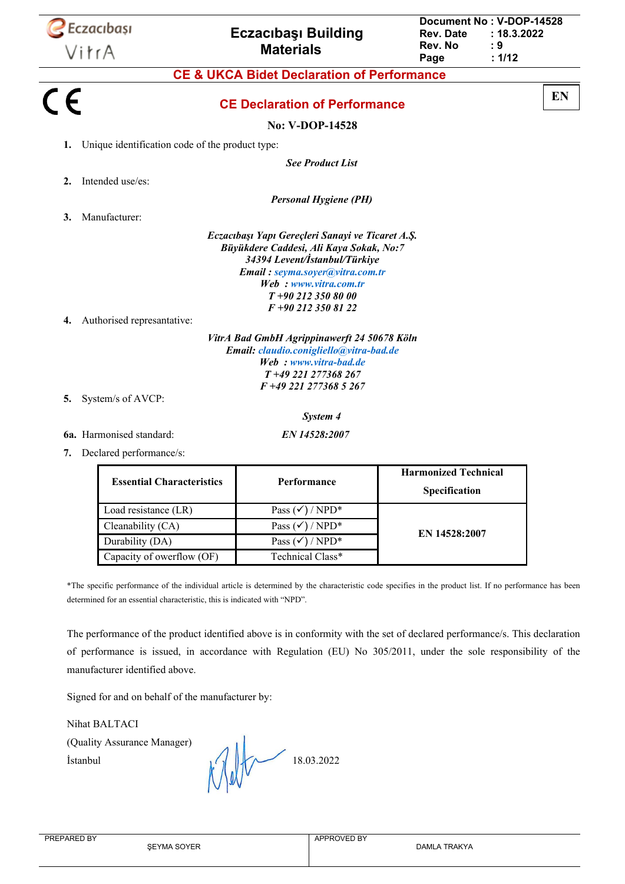# CE & UKCA Bidet Declaration of Performance

## CE Declaration of Performance

EN

**No: V-DOP-14528**

1. Unique identification code of the product type:

   ***See Product List***

2. Intended use/es:

   ***Personal Hygiene (PH)***

3. Manufacturer:

   ***Eczacıbaşı Yapı Gereçleri Sanayi ve Ticaret A.Ş.***
   ***Büyükdere Caddesi, Ali Kaya Sokak, No:7***
   ***34394 Levent/İstanbul/Türkiye***
   ***Email : seyma.soyer@vitra.com.tr***
   ***Web : www.vitra.com.tr***
   ***T +90 212 350 80 00***
   ***F +90 212 350 81 22***

4. Authorised represantative:

   ***VitrA Bad GmbH Agrippinawerft 24 50678 Köln***
   ***Email: claudio.conigliello@vitra-bad.de***
   ***Web : www.vitra-bad.de***
   ***T +49 221 277368 267***
   ***F +49 221 277368 5 267***

5. System/s of AVCP:

   ***System 4***

6a. Harmonised standard: ***EN 14528:2007***

7. Declared performance/s:

| Essential Characteristics | Performance | Harmonized Technical Specification |
|---|---|---|
| Load resistance (LR) | Pass (✓) / NPD* | **EN 14528:2007** |
| Cleanability (CA) | Pass (✓) / NPD* | |
| Durability (DA) | Pass (✓) / NPD* | |
| Capacity of owerflow (OF) | Technical Class* | |

*The specific performance of the individual article is determined by the characteristic code specifies in the product list. If no performance has been determined for an essential characteristic, this is indicated with "NPD".

The performance of the product identified above is in conformity with the set of declared performance/s. This declaration of performance is issued, in accordance with Regulation (EU) No 305/2011, under the sole responsibility of the manufacturer identified above.

Signed for and on behalf of the manufacturer by:

Nihat BALTACI
(Quality Assurance Manager)
İstanbul 18.03.2022

| PREPARED BY | ŞEYMA SOYER | APPROVED BY | DAMLA TRAKYA |
|---|---|---|---|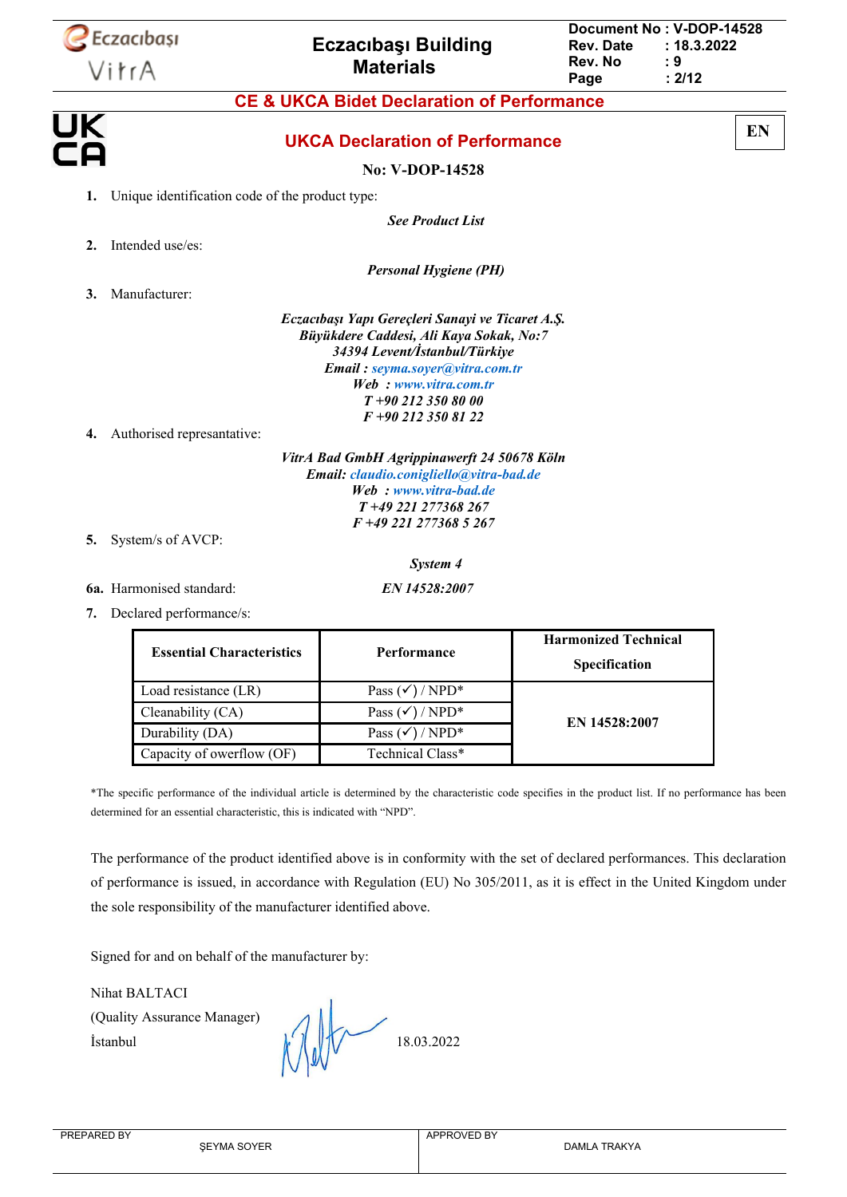## CE & UKCA Bidet Declaration of Performance

**EN**

# UKCA Declaration of Performance

**No: V-DOP-14528**

1. Unique identification code of the product type:

   ***See Product List***

2. Intended use/es:

   ***Personal Hygiene (PH)***

3. Manufacturer:

   ***Eczacıbaşı Yapı Gereçleri Sanayi ve Ticaret A.Ş.***
   ***Büyükdere Caddesi, Ali Kaya Sokak, No:7***
   ***34394 Levent/İstanbul/Türkiye***
   ***Email : seyma.soyer@vitra.com.tr***
   ***Web : www.vitra.com.tr***
   ***T +90 212 350 80 00***
   ***F +90 212 350 81 22***

4. Authorised represantative:

   ***VitrA Bad GmbH Agrippinawerft 24 50678 Köln***
   ***Email: claudio.conigliello@vitra-bad.de***
   ***Web : www.vitra-bad.de***
   ***T +49 221 277368 267***
   ***F +49 221 277368 5 267***

5. System/s of AVCP:

   ***System 4***

6a. Harmonised standard: ***EN 14528:2007***

7. Declared performance/s:

| Essential Characteristics | Performance | Harmonized Technical Specification |
|---|---|---|
| Load resistance (LR) | Pass (✓) / NPD* | **EN 14528:2007** |
| Cleanability (CA) | Pass (✓) / NPD* | |
| Durability (DA) | Pass (✓) / NPD* | |
| Capacity of owerflow (OF) | Technical Class* | |

*The specific performance of the individual article is determined by the characteristic code specifies in the product list. If no performance has been determined for an essential characteristic, this is indicated with "NPD".

The performance of the product identified above is in conformity with the set of declared performances. This declaration of performance is issued, in accordance with Regulation (EU) No 305/2011, as it is effect in the United Kingdom under the sole responsibility of the manufacturer identified above.

Signed for and on behalf of the manufacturer by:

Nihat BALTACI
(Quality Assurance Manager)
İstanbul 18.03.2022

| PREPARED BY | ŞEYMA SOYER | APPROVED BY | DAMLA TRAKYA |
|---|---|---|---|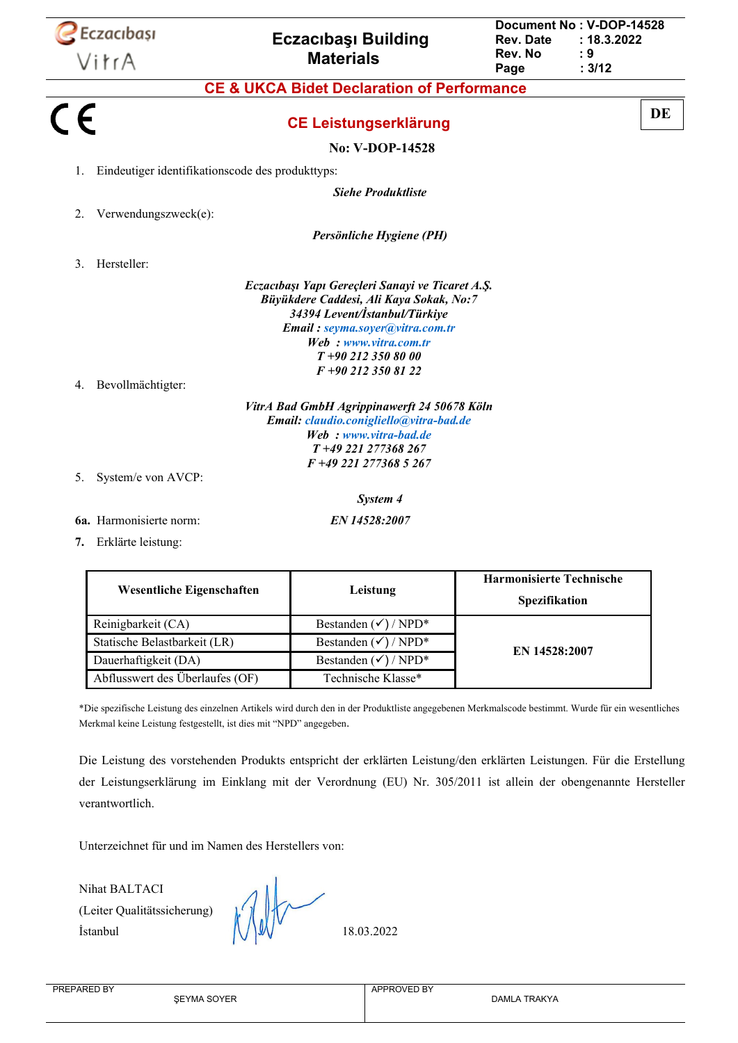# CE & UKCA Bidet Declaration of Performance

CE

**DE**

## CE Leistungserklärung

**No: V-DOP-14528**

1. Eindeutiger identifikationscode des produkttyps:

   ***Siehe Produktliste***

2. Verwendungszweck(e):

   ***Persönliche Hygiene (PH)***

3. Hersteller:

   ***Eczacıbaşı Yapı Gereçleri Sanayi ve Ticaret A.Ş.***
   ***Büyükdere Caddesi, Ali Kaya Sokak, No:7***
   ***34394 Levent/İstanbul/Türkiye***
   ***Email : seyma.soyer@vitra.com.tr***
   ***Web : www.vitra.com.tr***
   ***T +90 212 350 80 00***
   ***F +90 212 350 81 22***

4. Bevollmächtigter:

   ***VitrA Bad GmbH Agrippinawerft 24 50678 Köln***
   ***Email: claudio.conigliello@vitra-bad.de***
   ***Web : www.vitra-bad.de***
   ***T +49 221 277368 267***
   ***F +49 221 277368 5 267***

5. System/e von AVCP:

   ***System 4***

**6a.** Harmonisierte norm: ***EN 14528:2007***

**7.** Erklärte leistung:

| Wesentliche Eigenschaften | Leistung | Harmonisierte Technische Spezifikation |
|---|---|---|
| Reinigbarkeit (CA) | Bestanden (✓) / NPD* | **EN 14528:2007** |
| Statische Belastbarkeit (LR) | Bestanden (✓) / NPD* | |
| Dauerhaftigkeit (DA) | Bestanden (✓) / NPD* | |
| Abflusswert des Überlaufes (OF) | Technische Klasse* | |

*Die spezifische Leistung des einzelnen Artikels wird durch den in der Produktliste angegebenen Merkmalscode bestimmt. Wurde für ein wesentliches Merkmal keine Leistung festgestellt, ist dies mit "NPD" angegeben.

Die Leistung des vorstehenden Produkts entspricht der erklärten Leistung/den erklärten Leistungen. Für die Erstellung der Leistungserklärung im Einklang mit der Verordnung (EU) Nr. 305/2011 ist allein der obengenannte Hersteller verantwortlich.

Unterzeichnet für und im Namen des Herstellers von:

Nihat BALTACI
(Leiter Qualitätssicherung)
İstanbul 18.03.2022

| PREPARED BY | ŞEYMA SOYER | APPROVED BY | DAMLA TRAKYA |
|---|---|---|---|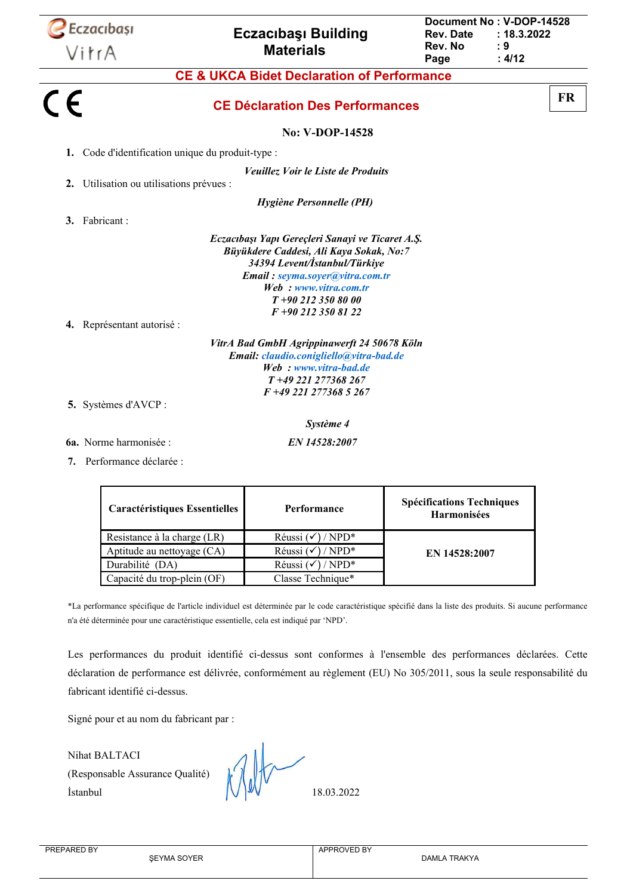# CE & UKCA Bidet Declaration of Performance

CE

## CE Déclaration Des Performances

FR

**No: V-DOP-14528**

1. Code d'identification unique du produit-type :

   ***Veuillez Voir le Liste de Produits***

2. Utilisation ou utilisations prévues :

   ***Hygiène Personnelle (PH)***

3. Fabricant :

   ***Eczacıbaşı Yapı Gereçleri Sanayi ve Ticaret A.Ş.***
   ***Büyükdere Caddesi, Ali Kaya Sokak, No:7***
   ***34394 Levent/İstanbul/Türkiye***
   ***Email : seyma.soyer@vitra.com.tr***
   ***Web : www.vitra.com.tr***
   ***T +90 212 350 80 00***
   ***F +90 212 350 81 22***

4. Représentant autorisé :

   ***VitrA Bad GmbH Agrippinawerft 24 50678 Köln***
   ***Email: claudio.conigliello@vitra-bad.de***
   ***Web : www.vitra-bad.de***
   ***T +49 221 277368 267***
   ***F +49 221 277368 5 267***

5. Systèmes d'AVCP :

   ***Système 4***

6a. Norme harmonisée : ***EN 14528:2007***

7. Performance déclarée :

| Caractéristiques Essentielles | Performance | Spécifications Techniques Harmonisées |
|---|---|---|
| Resistance à la charge (LR) | Réussi (✓) / NPD* | EN 14528:2007 |
| Aptitude au nettoyage (CA) | Réussi (✓) / NPD* | |
| Durabilité (DA) | Réussi (✓) / NPD* | |
| Capacité du trop-plein (OF) | Classe Technique* | |

*La performance spécifique de l'article individuel est déterminée par le code caractéristique spécifié dans la liste des produits. Si aucune performance n'a été déterminée pour une caractéristique essentielle, cela est indiqué par 'NPD'.

Les performances du produit identifié ci-dessus sont conformes à l'ensemble des performances déclarées. Cette déclaration de performance est délivrée, conformément au règlement (EU) No 305/2011, sous la seule responsabilité du fabricant identifié ci-dessus.

Signé pour et au nom du fabricant par :

Nihat BALTACI
(Responsable Assurance Qualité)
İstanbul

18.03.2022

| PREPARED BY | ŞEYMA SOYER | APPROVED BY | DAMLA TRAKYA |
|---|---|---|---|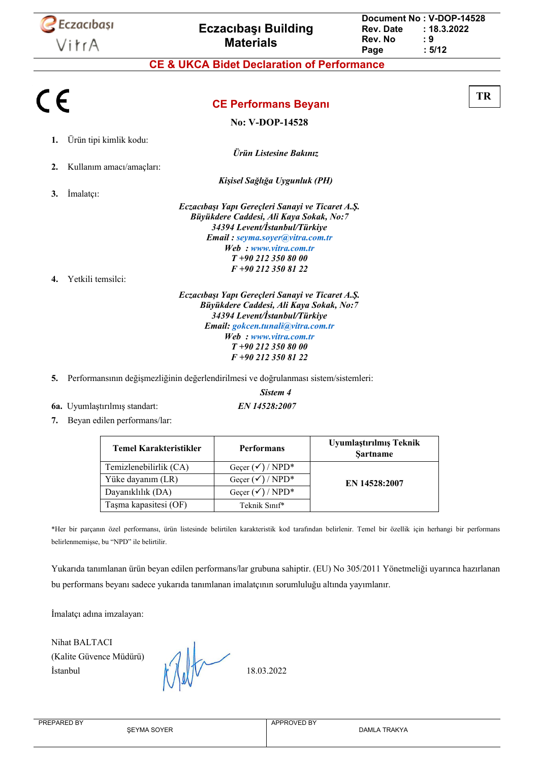# CE & UKCA Bidet Declaration of Performance

TR

## CE Performans Beyanı

**No: V-DOP-14528**

1. Ürün tipi kimlik kodu:

   *Ürün Listesine Bakınız*

2. Kullanım amacı/amaçları:

   *Kişisel Sağlığa Uygunluk (PH)*

3. İmalatçı:

   *Eczacıbaşı Yapı Gereçleri Sanayi ve Ticaret A.Ş.*
   *Büyükdere Caddesi, Ali Kaya Sokak, No:7*
   *34394 Levent/İstanbul/Türkiye*
   ***Email :** seyma.soyer@vitra.com.tr*
   ***Web :** www.vitra.com.tr*
   *T +90 212 350 80 00*
   *F +90 212 350 81 22*

4. Yetkili temsilci:

   *Eczacıbaşı Yapı Gereçleri Sanayi ve Ticaret A.Ş.*
   *Büyükdere Caddesi, Ali Kaya Sokak, No:7*
   *34394 Levent/İstanbul/Türkiye*
   ***Email:** gokcen.tunali@vitra.com.tr*
   ***Web :** www.vitra.com.tr*
   *T +90 212 350 80 00*
   *F +90 212 350 81 22*

5. Performansının değişmezliğinin değerlendirilmesi ve doğrulanması sistem/sistemleri:

   *Sistem 4*

**6a.** Uyumlaştırılmış standart: *EN 14528:2007*

7. Beyan edilen performans/lar:

| Temel Karakteristikler | Performans | Uyumlaştırılmış Teknik Şartname |
|---|---|---|
| Temizlenebilirlik (CA) | Geçer (✓) / NPD* | **EN 14528:2007** |
| Yüke dayanım (LR) | Geçer (✓) / NPD* | |
| Dayanıklılık (DA) | Geçer (✓) / NPD* | |
| Taşma kapasitesi (OF) | Teknik Sınıf* | |

*Her bir parçanın özel performansı, ürün listesinde belirtilen karakteristik kod tarafından belirlenir. Temel bir özellik için herhangi bir performans belirlenmemişse, bu "NPD" ile belirtilir.

Yukarıda tanımlanan ürün beyan edilen performans/lar grubuna sahiptir. (EU) No 305/2011 Yönetmeliği uyarınca hazırlanan bu performans beyanı sadece yukarıda tanımlanan imalatçının sorumluluğu altında yayımlanır.

İmalatçı adına imzalayan:

Nihat BALTACI
(Kalite Güvence Müdürü)
İstanbul 18.03.2022

| PREPARED BY | ŞEYMA SOYER | APPROVED BY | DAMLA TRAKYA |
|---|---|---|---|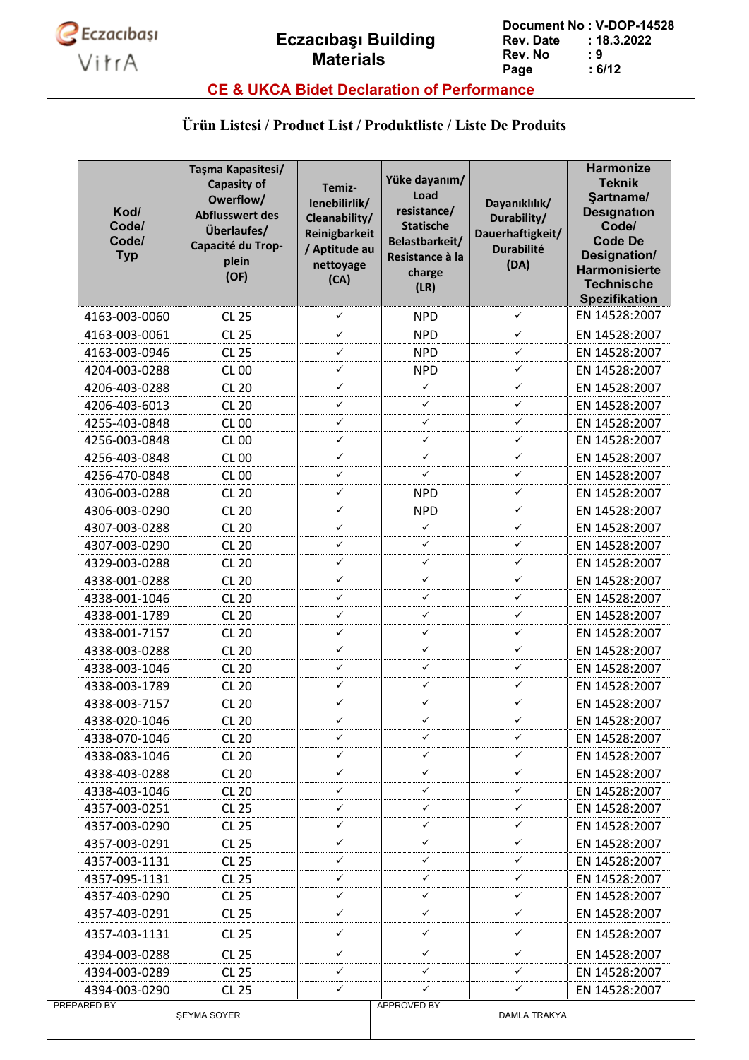## CE & UKCA Bidet Declaration of Performance

### Ürün Listesi / Product List / Produktliste / Liste De Produits

| Kod/ Code/ Code/ Typ | Taşma Kapasitesi/ Capacity of Owerflow/ Abflusswert des Überlaufes/ Capacité du Trop-plein (OF) | Temiz-lenebilirlik/ Cleanability/ Reinigbarkeit / Aptitude au nettoyage (CA) | Yüke dayanım/ Load resistance/ Statische Belastbarkeit/ Resistance à la charge (LR) | Dayanıklılık/ Durability/ Dauerhaftigkeit/ Durabilité (DA) | Harmonize Teknik Şartname/ Desıgnatıon Code/ Code De Designation/ Harmonisierte Technische Spezifikation |
|---|---|---|---|---|---|
| 4163-003-0060 | CL 25 | ✓ | NPD | ✓ | EN 14528:2007 |
| 4163-003-0061 | CL 25 | ✓ | NPD | ✓ | EN 14528:2007 |
| 4163-003-0946 | CL 25 | ✓ | NPD | ✓ | EN 14528:2007 |
| 4204-003-0288 | CL 00 | ✓ | NPD | ✓ | EN 14528:2007 |
| 4206-403-0288 | CL 20 | ✓ | ✓ | ✓ | EN 14528:2007 |
| 4206-403-6013 | CL 20 | ✓ | ✓ | ✓ | EN 14528:2007 |
| 4255-403-0848 | CL 00 | ✓ | ✓ | ✓ | EN 14528:2007 |
| 4256-003-0848 | CL 00 | ✓ | ✓ | ✓ | EN 14528:2007 |
| 4256-403-0848 | CL 00 | ✓ | ✓ | ✓ | EN 14528:2007 |
| 4256-470-0848 | CL 00 | ✓ | ✓ | ✓ | EN 14528:2007 |
| 4306-003-0288 | CL 20 | ✓ | NPD | ✓ | EN 14528:2007 |
| 4306-003-0290 | CL 20 | ✓ | NPD | ✓ | EN 14528:2007 |
| 4307-003-0288 | CL 20 | ✓ | ✓ | ✓ | EN 14528:2007 |
| 4307-003-0290 | CL 20 | ✓ | ✓ | ✓ | EN 14528:2007 |
| 4329-003-0288 | CL 20 | ✓ | ✓ | ✓ | EN 14528:2007 |
| 4338-001-0288 | CL 20 | ✓ | ✓ | ✓ | EN 14528:2007 |
| 4338-001-1046 | CL 20 | ✓ | ✓ | ✓ | EN 14528:2007 |
| 4338-001-1789 | CL 20 | ✓ | ✓ | ✓ | EN 14528:2007 |
| 4338-001-7157 | CL 20 | ✓ | ✓ | ✓ | EN 14528:2007 |
| 4338-003-0288 | CL 20 | ✓ | ✓ | ✓ | EN 14528:2007 |
| 4338-003-1046 | CL 20 | ✓ | ✓ | ✓ | EN 14528:2007 |
| 4338-003-1789 | CL 20 | ✓ | ✓ | ✓ | EN 14528:2007 |
| 4338-003-7157 | CL 20 | ✓ | ✓ | ✓ | EN 14528:2007 |
| 4338-020-1046 | CL 20 | ✓ | ✓ | ✓ | EN 14528:2007 |
| 4338-070-1046 | CL 20 | ✓ | ✓ | ✓ | EN 14528:2007 |
| 4338-083-1046 | CL 20 | ✓ | ✓ | ✓ | EN 14528:2007 |
| 4338-403-0288 | CL 20 | ✓ | ✓ | ✓ | EN 14528:2007 |
| 4338-403-1046 | CL 20 | ✓ | ✓ | ✓ | EN 14528:2007 |
| 4357-003-0251 | CL 25 | ✓ | ✓ | ✓ | EN 14528:2007 |
| 4357-003-0290 | CL 25 | ✓ | ✓ | ✓ | EN 14528:2007 |
| 4357-003-0291 | CL 25 | ✓ | ✓ | ✓ | EN 14528:2007 |
| 4357-003-1131 | CL 25 | ✓ | ✓ | ✓ | EN 14528:2007 |
| 4357-095-1131 | CL 25 | ✓ | ✓ | ✓ | EN 14528:2007 |
| 4357-403-0290 | CL 25 | ✓ | ✓ | ✓ | EN 14528:2007 |
| 4357-403-0291 | CL 25 | ✓ | ✓ | ✓ | EN 14528:2007 |
| 4357-403-1131 | CL 25 | ✓ | ✓ | ✓ | EN 14528:2007 |
| 4394-003-0288 | CL 25 | ✓ | ✓ | ✓ | EN 14528:2007 |
| 4394-003-0289 | CL 25 | ✓ | ✓ | ✓ | EN 14528:2007 |
| 4394-003-0290 | CL 25 | ✓ | ✓ | ✓ | EN 14528:2007 |

| PREPARED BY | APPROVED BY |
|---|---|
| ŞEYMA SOYER | DAMLA TRAKYA |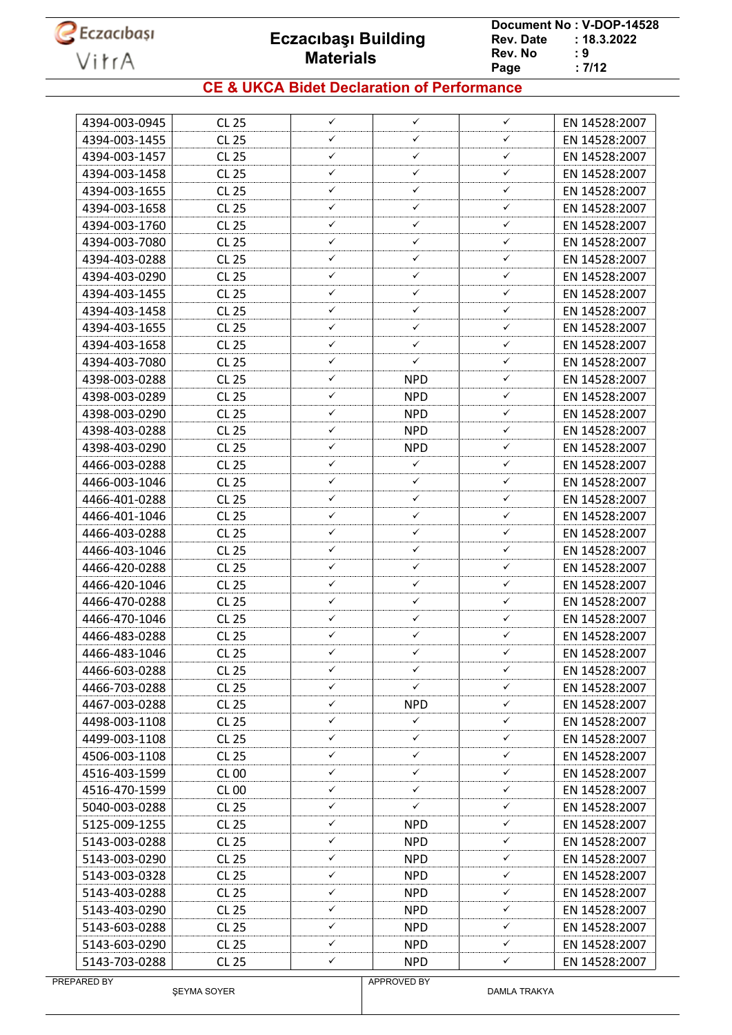## CE & UKCA Bidet Declaration of Performance

| | | | | | |
|---|---|---|---|---|---|
| 4394-003-0945 | CL 25 | ✓ | ✓ | ✓ | EN 14528:2007 |
| 4394-003-1455 | CL 25 | ✓ | ✓ | ✓ | EN 14528:2007 |
| 4394-003-1457 | CL 25 | ✓ | ✓ | ✓ | EN 14528:2007 |
| 4394-003-1458 | CL 25 | ✓ | ✓ | ✓ | EN 14528:2007 |
| 4394-003-1655 | CL 25 | ✓ | ✓ | ✓ | EN 14528:2007 |
| 4394-003-1658 | CL 25 | ✓ | ✓ | ✓ | EN 14528:2007 |
| 4394-003-1760 | CL 25 | ✓ | ✓ | ✓ | EN 14528:2007 |
| 4394-003-7080 | CL 25 | ✓ | ✓ | ✓ | EN 14528:2007 |
| 4394-403-0288 | CL 25 | ✓ | ✓ | ✓ | EN 14528:2007 |
| 4394-403-0290 | CL 25 | ✓ | ✓ | ✓ | EN 14528:2007 |
| 4394-403-1455 | CL 25 | ✓ | ✓ | ✓ | EN 14528:2007 |
| 4394-403-1458 | CL 25 | ✓ | ✓ | ✓ | EN 14528:2007 |
| 4394-403-1655 | CL 25 | ✓ | ✓ | ✓ | EN 14528:2007 |
| 4394-403-1658 | CL 25 | ✓ | ✓ | ✓ | EN 14528:2007 |
| 4394-403-7080 | CL 25 | ✓ | ✓ | ✓ | EN 14528:2007 |
| 4398-003-0288 | CL 25 | ✓ | NPD | ✓ | EN 14528:2007 |
| 4398-003-0289 | CL 25 | ✓ | NPD | ✓ | EN 14528:2007 |
| 4398-003-0290 | CL 25 | ✓ | NPD | ✓ | EN 14528:2007 |
| 4398-403-0288 | CL 25 | ✓ | NPD | ✓ | EN 14528:2007 |
| 4398-403-0290 | CL 25 | ✓ | NPD | ✓ | EN 14528:2007 |
| 4466-003-0288 | CL 25 | ✓ | ✓ | ✓ | EN 14528:2007 |
| 4466-003-1046 | CL 25 | ✓ | ✓ | ✓ | EN 14528:2007 |
| 4466-401-0288 | CL 25 | ✓ | ✓ | ✓ | EN 14528:2007 |
| 4466-401-1046 | CL 25 | ✓ | ✓ | ✓ | EN 14528:2007 |
| 4466-403-0288 | CL 25 | ✓ | ✓ | ✓ | EN 14528:2007 |
| 4466-403-1046 | CL 25 | ✓ | ✓ | ✓ | EN 14528:2007 |
| 4466-420-0288 | CL 25 | ✓ | ✓ | ✓ | EN 14528:2007 |
| 4466-420-1046 | CL 25 | ✓ | ✓ | ✓ | EN 14528:2007 |
| 4466-470-0288 | CL 25 | ✓ | ✓ | ✓ | EN 14528:2007 |
| 4466-470-1046 | CL 25 | ✓ | ✓ | ✓ | EN 14528:2007 |
| 4466-483-0288 | CL 25 | ✓ | ✓ | ✓ | EN 14528:2007 |
| 4466-483-1046 | CL 25 | ✓ | ✓ | ✓ | EN 14528:2007 |
| 4466-603-0288 | CL 25 | ✓ | ✓ | ✓ | EN 14528:2007 |
| 4466-703-0288 | CL 25 | ✓ | ✓ | ✓ | EN 14528:2007 |
| 4467-003-0288 | CL 25 | ✓ | NPD | ✓ | EN 14528:2007 |
| 4498-003-1108 | CL 25 | ✓ | ✓ | ✓ | EN 14528:2007 |
| 4499-003-1108 | CL 25 | ✓ | ✓ | ✓ | EN 14528:2007 |
| 4506-003-1108 | CL 25 | ✓ | ✓ | ✓ | EN 14528:2007 |
| 4516-403-1599 | CL 00 | ✓ | ✓ | ✓ | EN 14528:2007 |
| 4516-470-1599 | CL 00 | ✓ | ✓ | ✓ | EN 14528:2007 |
| 5040-003-0288 | CL 25 | ✓ | ✓ | ✓ | EN 14528:2007 |
| 5125-009-1255 | CL 25 | ✓ | NPD | ✓ | EN 14528:2007 |
| 5143-003-0288 | CL 25 | ✓ | NPD | ✓ | EN 14528:2007 |
| 5143-003-0290 | CL 25 | ✓ | NPD | ✓ | EN 14528:2007 |
| 5143-003-0328 | CL 25 | ✓ | NPD | ✓ | EN 14528:2007 |
| 5143-403-0288 | CL 25 | ✓ | NPD | ✓ | EN 14528:2007 |
| 5143-403-0290 | CL 25 | ✓ | NPD | ✓ | EN 14528:2007 |
| 5143-603-0288 | CL 25 | ✓ | NPD | ✓ | EN 14528:2007 |
| 5143-603-0290 | CL 25 | ✓ | NPD | ✓ | EN 14528:2007 |
| 5143-703-0288 | CL 25 | ✓ | NPD | ✓ | EN 14528:2007 |

PREPARED BY ŞEYMA SOYER

APPROVED BY DAMLA TRAKYA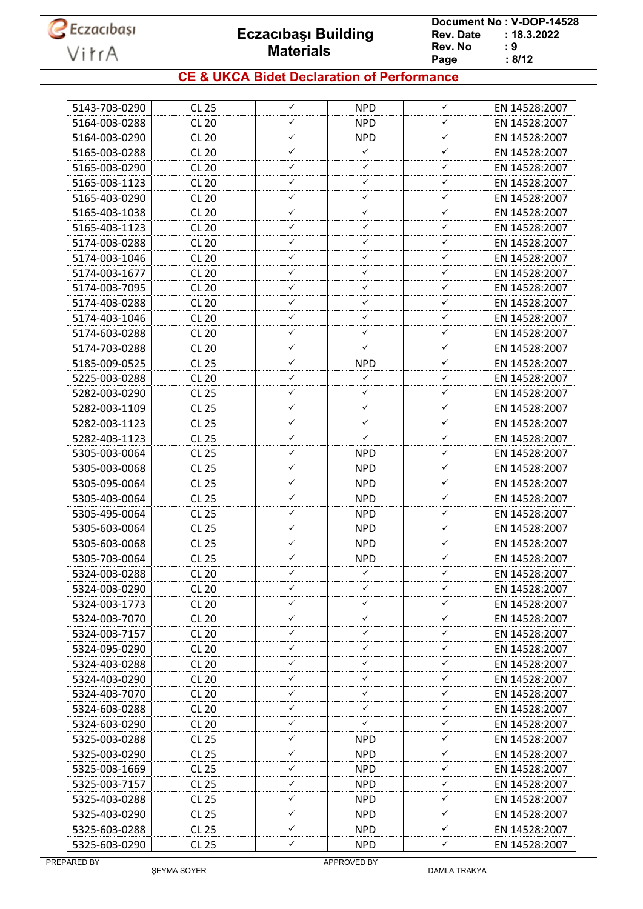## CE & UKCA Bidet Declaration of Performance

| | | | | | |
|---|---|---|---|---|---|
| 5143-703-0290 | CL 25 | ✓ | NPD | ✓ | EN 14528:2007 |
| 5164-003-0288 | CL 20 | ✓ | NPD | ✓ | EN 14528:2007 |
| 5164-003-0290 | CL 20 | ✓ | NPD | ✓ | EN 14528:2007 |
| 5165-003-0288 | CL 20 | ✓ | ✓ | ✓ | EN 14528:2007 |
| 5165-003-0290 | CL 20 | ✓ | ✓ | ✓ | EN 14528:2007 |
| 5165-003-1123 | CL 20 | ✓ | ✓ | ✓ | EN 14528:2007 |
| 5165-403-0290 | CL 20 | ✓ | ✓ | ✓ | EN 14528:2007 |
| 5165-403-1038 | CL 20 | ✓ | ✓ | ✓ | EN 14528:2007 |
| 5165-403-1123 | CL 20 | ✓ | ✓ | ✓ | EN 14528:2007 |
| 5174-003-0288 | CL 20 | ✓ | ✓ | ✓ | EN 14528:2007 |
| 5174-003-1046 | CL 20 | ✓ | ✓ | ✓ | EN 14528:2007 |
| 5174-003-1677 | CL 20 | ✓ | ✓ | ✓ | EN 14528:2007 |
| 5174-003-7095 | CL 20 | ✓ | ✓ | ✓ | EN 14528:2007 |
| 5174-403-0288 | CL 20 | ✓ | ✓ | ✓ | EN 14528:2007 |
| 5174-403-1046 | CL 20 | ✓ | ✓ | ✓ | EN 14528:2007 |
| 5174-603-0288 | CL 20 | ✓ | ✓ | ✓ | EN 14528:2007 |
| 5174-703-0288 | CL 20 | ✓ | ✓ | ✓ | EN 14528:2007 |
| 5185-009-0525 | CL 25 | ✓ | NPD | ✓ | EN 14528:2007 |
| 5225-003-0288 | CL 20 | ✓ | ✓ | ✓ | EN 14528:2007 |
| 5282-003-0290 | CL 25 | ✓ | ✓ | ✓ | EN 14528:2007 |
| 5282-003-1109 | CL 25 | ✓ | ✓ | ✓ | EN 14528:2007 |
| 5282-003-1123 | CL 25 | ✓ | ✓ | ✓ | EN 14528:2007 |
| 5282-403-1123 | CL 25 | ✓ | ✓ | ✓ | EN 14528:2007 |
| 5305-003-0064 | CL 25 | ✓ | NPD | ✓ | EN 14528:2007 |
| 5305-003-0068 | CL 25 | ✓ | NPD | ✓ | EN 14528:2007 |
| 5305-095-0064 | CL 25 | ✓ | NPD | ✓ | EN 14528:2007 |
| 5305-403-0064 | CL 25 | ✓ | NPD | ✓ | EN 14528:2007 |
| 5305-495-0064 | CL 25 | ✓ | NPD | ✓ | EN 14528:2007 |
| 5305-603-0064 | CL 25 | ✓ | NPD | ✓ | EN 14528:2007 |
| 5305-603-0068 | CL 25 | ✓ | NPD | ✓ | EN 14528:2007 |
| 5305-703-0064 | CL 25 | ✓ | NPD | ✓ | EN 14528:2007 |
| 5324-003-0288 | CL 20 | ✓ | ✓ | ✓ | EN 14528:2007 |
| 5324-003-0290 | CL 20 | ✓ | ✓ | ✓ | EN 14528:2007 |
| 5324-003-1773 | CL 20 | ✓ | ✓ | ✓ | EN 14528:2007 |
| 5324-003-7070 | CL 20 | ✓ | ✓ | ✓ | EN 14528:2007 |
| 5324-003-7157 | CL 20 | ✓ | ✓ | ✓ | EN 14528:2007 |
| 5324-095-0290 | CL 20 | ✓ | ✓ | ✓ | EN 14528:2007 |
| 5324-403-0288 | CL 20 | ✓ | ✓ | ✓ | EN 14528:2007 |
| 5324-403-0290 | CL 20 | ✓ | ✓ | ✓ | EN 14528:2007 |
| 5324-403-7070 | CL 20 | ✓ | ✓ | ✓ | EN 14528:2007 |
| 5324-603-0288 | CL 20 | ✓ | ✓ | ✓ | EN 14528:2007 |
| 5324-603-0290 | CL 20 | ✓ | ✓ | ✓ | EN 14528:2007 |
| 5325-003-0288 | CL 25 | ✓ | NPD | ✓ | EN 14528:2007 |
| 5325-003-0290 | CL 25 | ✓ | NPD | ✓ | EN 14528:2007 |
| 5325-003-1669 | CL 25 | ✓ | NPD | ✓ | EN 14528:2007 |
| 5325-003-7157 | CL 25 | ✓ | NPD | ✓ | EN 14528:2007 |
| 5325-403-0288 | CL 25 | ✓ | NPD | ✓ | EN 14528:2007 |
| 5325-403-0290 | CL 25 | ✓ | NPD | ✓ | EN 14528:2007 |
| 5325-603-0288 | CL 25 | ✓ | NPD | ✓ | EN 14528:2007 |
| 5325-603-0290 | CL 25 | ✓ | NPD | ✓ | EN 14528:2007 |

| PREPARED BY | APPROVED BY |
|---|---|
| ŞEYMA SOYER | DAMLA TRAKYA |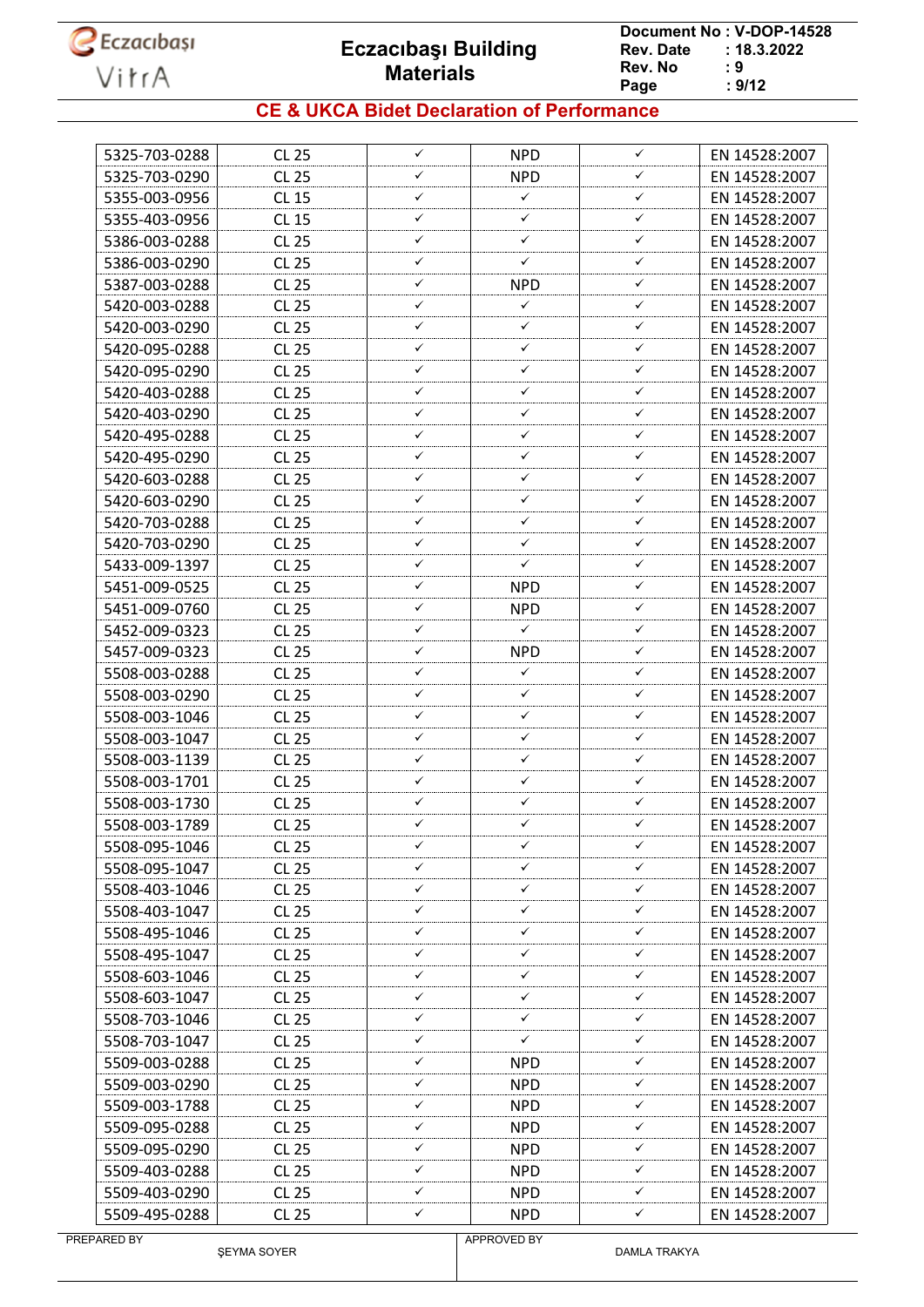| | | | | | |
|---|---|---|---|---|---|
| 5325-703-0288 | CL 25 | ✓ | NPD | ✓ | EN 14528:2007 |
| 5325-703-0290 | CL 25 | ✓ | NPD | ✓ | EN 14528:2007 |
| 5355-003-0956 | CL 15 | ✓ | ✓ | ✓ | EN 14528:2007 |
| 5355-403-0956 | CL 15 | ✓ | ✓ | ✓ | EN 14528:2007 |
| 5386-003-0288 | CL 25 | ✓ | ✓ | ✓ | EN 14528:2007 |
| 5386-003-0290 | CL 25 | ✓ | ✓ | ✓ | EN 14528:2007 |
| 5387-003-0288 | CL 25 | ✓ | NPD | ✓ | EN 14528:2007 |
| 5420-003-0288 | CL 25 | ✓ | ✓ | ✓ | EN 14528:2007 |
| 5420-003-0290 | CL 25 | ✓ | ✓ | ✓ | EN 14528:2007 |
| 5420-095-0288 | CL 25 | ✓ | ✓ | ✓ | EN 14528:2007 |
| 5420-095-0290 | CL 25 | ✓ | ✓ | ✓ | EN 14528:2007 |
| 5420-403-0288 | CL 25 | ✓ | ✓ | ✓ | EN 14528:2007 |
| 5420-403-0290 | CL 25 | ✓ | ✓ | ✓ | EN 14528:2007 |
| 5420-495-0288 | CL 25 | ✓ | ✓ | ✓ | EN 14528:2007 |
| 5420-495-0290 | CL 25 | ✓ | ✓ | ✓ | EN 14528:2007 |
| 5420-603-0288 | CL 25 | ✓ | ✓ | ✓ | EN 14528:2007 |
| 5420-603-0290 | CL 25 | ✓ | ✓ | ✓ | EN 14528:2007 |
| 5420-703-0288 | CL 25 | ✓ | ✓ | ✓ | EN 14528:2007 |
| 5420-703-0290 | CL 25 | ✓ | ✓ | ✓ | EN 14528:2007 |
| 5433-009-1397 | CL 25 | ✓ | ✓ | ✓ | EN 14528:2007 |
| 5451-009-0525 | CL 25 | ✓ | NPD | ✓ | EN 14528:2007 |
| 5451-009-0760 | CL 25 | ✓ | NPD | ✓ | EN 14528:2007 |
| 5452-009-0323 | CL 25 | ✓ | ✓ | ✓ | EN 14528:2007 |
| 5457-009-0323 | CL 25 | ✓ | NPD | ✓ | EN 14528:2007 |
| 5508-003-0288 | CL 25 | ✓ | ✓ | ✓ | EN 14528:2007 |
| 5508-003-0290 | CL 25 | ✓ | ✓ | ✓ | EN 14528:2007 |
| 5508-003-1046 | CL 25 | ✓ | ✓ | ✓ | EN 14528:2007 |
| 5508-003-1047 | CL 25 | ✓ | ✓ | ✓ | EN 14528:2007 |
| 5508-003-1139 | CL 25 | ✓ | ✓ | ✓ | EN 14528:2007 |
| 5508-003-1701 | CL 25 | ✓ | ✓ | ✓ | EN 14528:2007 |
| 5508-003-1730 | CL 25 | ✓ | ✓ | ✓ | EN 14528:2007 |
| 5508-003-1789 | CL 25 | ✓ | ✓ | ✓ | EN 14528:2007 |
| 5508-095-1046 | CL 25 | ✓ | ✓ | ✓ | EN 14528:2007 |
| 5508-095-1047 | CL 25 | ✓ | ✓ | ✓ | EN 14528:2007 |
| 5508-403-1046 | CL 25 | ✓ | ✓ | ✓ | EN 14528:2007 |
| 5508-403-1047 | CL 25 | ✓ | ✓ | ✓ | EN 14528:2007 |
| 5508-495-1046 | CL 25 | ✓ | ✓ | ✓ | EN 14528:2007 |
| 5508-495-1047 | CL 25 | ✓ | ✓ | ✓ | EN 14528:2007 |
| 5508-603-1046 | CL 25 | ✓ | ✓ | ✓ | EN 14528:2007 |
| 5508-603-1047 | CL 25 | ✓ | ✓ | ✓ | EN 14528:2007 |
| 5508-703-1046 | CL 25 | ✓ | ✓ | ✓ | EN 14528:2007 |
| 5508-703-1047 | CL 25 | ✓ | ✓ | ✓ | EN 14528:2007 |
| 5509-003-0288 | CL 25 | ✓ | NPD | ✓ | EN 14528:2007 |
| 5509-003-0290 | CL 25 | ✓ | NPD | ✓ | EN 14528:2007 |
| 5509-003-1788 | CL 25 | ✓ | NPD | ✓ | EN 14528:2007 |
| 5509-095-0288 | CL 25 | ✓ | NPD | ✓ | EN 14528:2007 |
| 5509-095-0290 | CL 25 | ✓ | NPD | ✓ | EN 14528:2007 |
| 5509-403-0288 | CL 25 | ✓ | NPD | ✓ | EN 14528:2007 |
| 5509-403-0290 | CL 25 | ✓ | NPD | ✓ | EN 14528:2007 |
| 5509-495-0288 | CL 25 | ✓ | NPD | ✓ | EN 14528:2007 |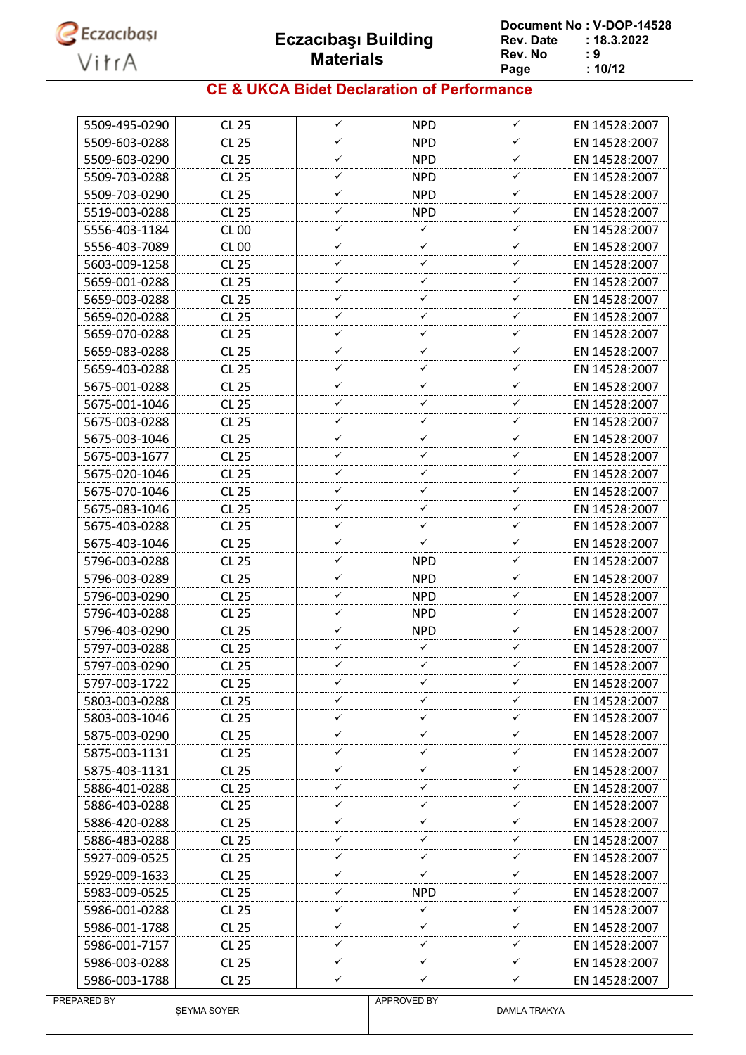# Eczacıbaşı Building Materials

**Document No : V-DOP-14528**
**Rev. Date : 18.3.2022**
**Rev. No : 9**

## CE & UKCA Bidet Declaration of Performance

| | | | | | |
|---|---|---|---|---|---|
| 5509-495-0290 | CL 25 | ✓ | NPD | ✓ | EN 14528:2007 |
| 5509-603-0288 | CL 25 | ✓ | NPD | ✓ | EN 14528:2007 |
| 5509-603-0290 | CL 25 | ✓ | NPD | ✓ | EN 14528:2007 |
| 5509-703-0288 | CL 25 | ✓ | NPD | ✓ | EN 14528:2007 |
| 5509-703-0290 | CL 25 | ✓ | NPD | ✓ | EN 14528:2007 |
| 5519-003-0288 | CL 25 | ✓ | NPD | ✓ | EN 14528:2007 |
| 5556-403-1184 | CL 00 | ✓ | ✓ | ✓ | EN 14528:2007 |
| 5556-403-7089 | CL 00 | ✓ | ✓ | ✓ | EN 14528:2007 |
| 5603-009-1258 | CL 25 | ✓ | ✓ | ✓ | EN 14528:2007 |
| 5659-001-0288 | CL 25 | ✓ | ✓ | ✓ | EN 14528:2007 |
| 5659-003-0288 | CL 25 | ✓ | ✓ | ✓ | EN 14528:2007 |
| 5659-020-0288 | CL 25 | ✓ | ✓ | ✓ | EN 14528:2007 |
| 5659-070-0288 | CL 25 | ✓ | ✓ | ✓ | EN 14528:2007 |
| 5659-083-0288 | CL 25 | ✓ | ✓ | ✓ | EN 14528:2007 |
| 5659-403-0288 | CL 25 | ✓ | ✓ | ✓ | EN 14528:2007 |
| 5675-001-0288 | CL 25 | ✓ | ✓ | ✓ | EN 14528:2007 |
| 5675-001-1046 | CL 25 | ✓ | ✓ | ✓ | EN 14528:2007 |
| 5675-003-0288 | CL 25 | ✓ | ✓ | ✓ | EN 14528:2007 |
| 5675-003-1046 | CL 25 | ✓ | ✓ | ✓ | EN 14528:2007 |
| 5675-003-1677 | CL 25 | ✓ | ✓ | ✓ | EN 14528:2007 |
| 5675-020-1046 | CL 25 | ✓ | ✓ | ✓ | EN 14528:2007 |
| 5675-070-1046 | CL 25 | ✓ | ✓ | ✓ | EN 14528:2007 |
| 5675-083-1046 | CL 25 | ✓ | ✓ | ✓ | EN 14528:2007 |
| 5675-403-0288 | CL 25 | ✓ | ✓ | ✓ | EN 14528:2007 |
| 5675-403-1046 | CL 25 | ✓ | ✓ | ✓ | EN 14528:2007 |
| 5796-003-0288 | CL 25 | ✓ | NPD | ✓ | EN 14528:2007 |
| 5796-003-0289 | CL 25 | ✓ | NPD | ✓ | EN 14528:2007 |
| 5796-003-0290 | CL 25 | ✓ | NPD | ✓ | EN 14528:2007 |
| 5796-403-0288 | CL 25 | ✓ | NPD | ✓ | EN 14528:2007 |
| 5796-403-0290 | CL 25 | ✓ | NPD | ✓ | EN 14528:2007 |
| 5797-003-0288 | CL 25 | ✓ | ✓ | ✓ | EN 14528:2007 |
| 5797-003-0290 | CL 25 | ✓ | ✓ | ✓ | EN 14528:2007 |
| 5797-003-1722 | CL 25 | ✓ | ✓ | ✓ | EN 14528:2007 |
| 5803-003-0288 | CL 25 | ✓ | ✓ | ✓ | EN 14528:2007 |
| 5803-003-1046 | CL 25 | ✓ | ✓ | ✓ | EN 14528:2007 |
| 5875-003-0290 | CL 25 | ✓ | ✓ | ✓ | EN 14528:2007 |
| 5875-003-1131 | CL 25 | ✓ | ✓ | ✓ | EN 14528:2007 |
| 5875-403-1131 | CL 25 | ✓ | ✓ | ✓ | EN 14528:2007 |
| 5886-401-0288 | CL 25 | ✓ | ✓ | ✓ | EN 14528:2007 |
| 5886-403-0288 | CL 25 | ✓ | ✓ | ✓ | EN 14528:2007 |
| 5886-420-0288 | CL 25 | ✓ | ✓ | ✓ | EN 14528:2007 |
| 5886-483-0288 | CL 25 | ✓ | ✓ | ✓ | EN 14528:2007 |
| 5927-009-0525 | CL 25 | ✓ | ✓ | ✓ | EN 14528:2007 |
| 5929-009-1633 | CL 25 | ✓ | ✓ | ✓ | EN 14528:2007 |
| 5983-009-0525 | CL 25 | ✓ | NPD | ✓ | EN 14528:2007 |
| 5986-001-0288 | CL 25 | ✓ | ✓ | ✓ | EN 14528:2007 |
| 5986-001-1788 | CL 25 | ✓ | ✓ | ✓ | EN 14528:2007 |
| 5986-001-7157 | CL 25 | ✓ | ✓ | ✓ | EN 14528:2007 |
| 5986-003-0288 | CL 25 | ✓ | ✓ | ✓ | EN 14528:2007 |
| 5986-003-1788 | CL 25 | ✓ | ✓ | ✓ | EN 14528:2007 |

| PREPARED BY | APPROVED BY |
|---|---|
| ŞEYMA SOYER | DAMLA TRAKYA |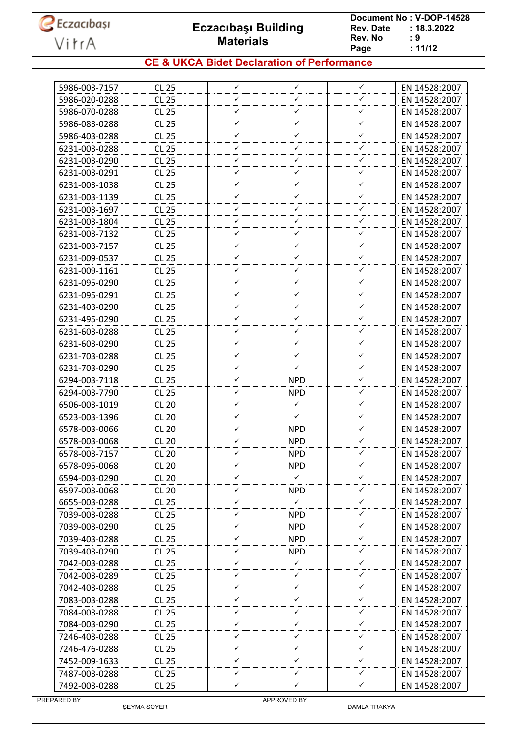| 5986-003-7157 | CL 25 | ✓ | ✓ | ✓ | EN 14528:2007 |
|---|---|---|---|---|---|
| 5986-020-0288 | CL 25 | ✓ | ✓ | ✓ | EN 14528:2007 |
| 5986-070-0288 | CL 25 | ✓ | ✓ | ✓ | EN 14528:2007 |
| 5986-083-0288 | CL 25 | ✓ | ✓ | ✓ | EN 14528:2007 |
| 5986-403-0288 | CL 25 | ✓ | ✓ | ✓ | EN 14528:2007 |
| 6231-003-0288 | CL 25 | ✓ | ✓ | ✓ | EN 14528:2007 |
| 6231-003-0290 | CL 25 | ✓ | ✓ | ✓ | EN 14528:2007 |
| 6231-003-0291 | CL 25 | ✓ | ✓ | ✓ | EN 14528:2007 |
| 6231-003-1038 | CL 25 | ✓ | ✓ | ✓ | EN 14528:2007 |
| 6231-003-1139 | CL 25 | ✓ | ✓ | ✓ | EN 14528:2007 |
| 6231-003-1697 | CL 25 | ✓ | ✓ | ✓ | EN 14528:2007 |
| 6231-003-1804 | CL 25 | ✓ | ✓ | ✓ | EN 14528:2007 |
| 6231-003-7132 | CL 25 | ✓ | ✓ | ✓ | EN 14528:2007 |
| 6231-003-7157 | CL 25 | ✓ | ✓ | ✓ | EN 14528:2007 |
| 6231-009-0537 | CL 25 | ✓ | ✓ | ✓ | EN 14528:2007 |
| 6231-009-1161 | CL 25 | ✓ | ✓ | ✓ | EN 14528:2007 |
| 6231-095-0290 | CL 25 | ✓ | ✓ | ✓ | EN 14528:2007 |
| 6231-095-0291 | CL 25 | ✓ | ✓ | ✓ | EN 14528:2007 |
| 6231-403-0290 | CL 25 | ✓ | ✓ | ✓ | EN 14528:2007 |
| 6231-495-0290 | CL 25 | ✓ | ✓ | ✓ | EN 14528:2007 |
| 6231-603-0288 | CL 25 | ✓ | ✓ | ✓ | EN 14528:2007 |
| 6231-603-0290 | CL 25 | ✓ | ✓ | ✓ | EN 14528:2007 |
| 6231-703-0288 | CL 25 | ✓ | ✓ | ✓ | EN 14528:2007 |
| 6231-703-0290 | CL 25 | ✓ | ✓ | ✓ | EN 14528:2007 |
| 6294-003-7118 | CL 25 | ✓ | NPD | ✓ | EN 14528:2007 |
| 6294-003-7790 | CL 25 | ✓ | NPD | ✓ | EN 14528:2007 |
| 6506-003-1019 | CL 20 | ✓ | ✓ | ✓ | EN 14528:2007 |
| 6523-003-1396 | CL 20 | ✓ | ✓ | ✓ | EN 14528:2007 |
| 6578-003-0066 | CL 20 | ✓ | NPD | ✓ | EN 14528:2007 |
| 6578-003-0068 | CL 20 | ✓ | NPD | ✓ | EN 14528:2007 |
| 6578-003-7157 | CL 20 | ✓ | NPD | ✓ | EN 14528:2007 |
| 6578-095-0068 | CL 20 | ✓ | NPD | ✓ | EN 14528:2007 |
| 6594-003-0290 | CL 20 | ✓ | ✓ | ✓ | EN 14528:2007 |
| 6597-003-0068 | CL 20 | ✓ | NPD | ✓ | EN 14528:2007 |
| 6655-003-0288 | CL 25 | ✓ | ✓ | ✓ | EN 14528:2007 |
| 7039-003-0288 | CL 25 | ✓ | NPD | ✓ | EN 14528:2007 |
| 7039-003-0290 | CL 25 | ✓ | NPD | ✓ | EN 14528:2007 |
| 7039-403-0288 | CL 25 | ✓ | NPD | ✓ | EN 14528:2007 |
| 7039-403-0290 | CL 25 | ✓ | NPD | ✓ | EN 14528:2007 |
| 7042-003-0288 | CL 25 | ✓ | ✓ | ✓ | EN 14528:2007 |
| 7042-003-0289 | CL 25 | ✓ | ✓ | ✓ | EN 14528:2007 |
| 7042-403-0288 | CL 25 | ✓ | ✓ | ✓ | EN 14528:2007 |
| 7083-003-0288 | CL 25 | ✓ | ✓ | ✓ | EN 14528:2007 |
| 7084-003-0288 | CL 25 | ✓ | ✓ | ✓ | EN 14528:2007 |
| 7084-003-0290 | CL 25 | ✓ | ✓ | ✓ | EN 14528:2007 |
| 7246-403-0288 | CL 25 | ✓ | ✓ | ✓ | EN 14528:2007 |
| 7246-476-0288 | CL 25 | ✓ | ✓ | ✓ | EN 14528:2007 |
| 7452-009-1633 | CL 25 | ✓ | ✓ | ✓ | EN 14528:2007 |
| 7487-003-0288 | CL 25 | ✓ | ✓ | ✓ | EN 14528:2007 |
| 7492-003-0288 | CL 25 | ✓ | ✓ | ✓ | EN 14528:2007 |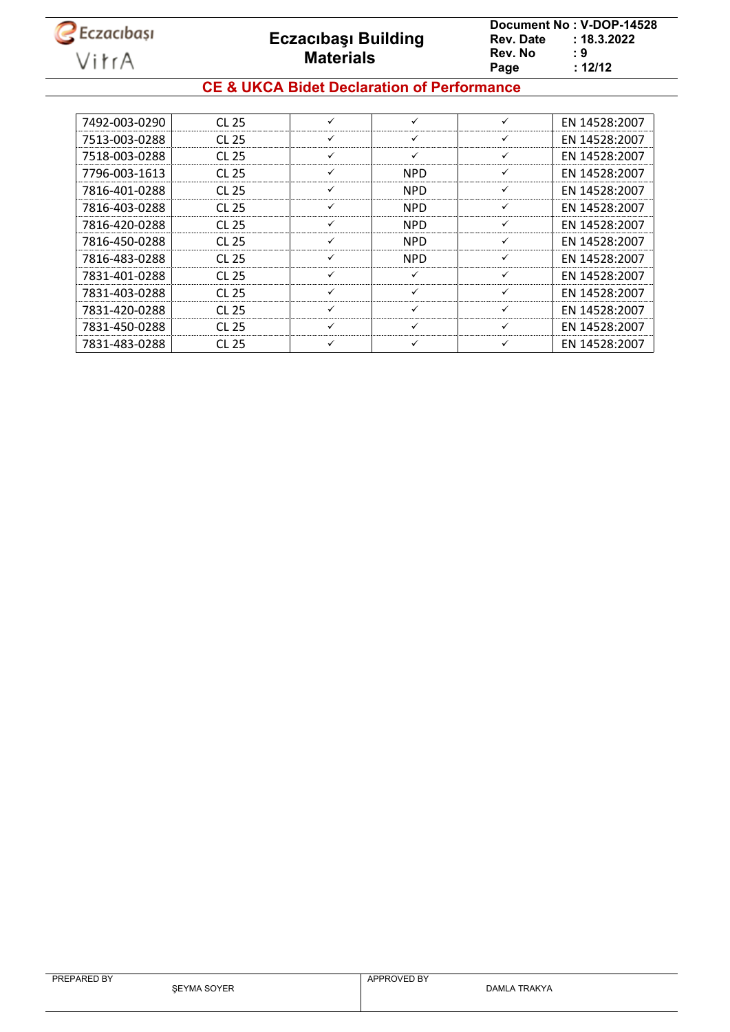| | | | | | |
|---|---|---|---|---|---|
| 7492-003-0290 | CL 25 | ✓ | ✓ | ✓ | EN 14528:2007 |
| 7513-003-0288 | CL 25 | ✓ | ✓ | ✓ | EN 14528:2007 |
| 7518-003-0288 | CL 25 | ✓ | ✓ | ✓ | EN 14528:2007 |
| 7796-003-1613 | CL 25 | ✓ | NPD | ✓ | EN 14528:2007 |
| 7816-401-0288 | CL 25 | ✓ | NPD | ✓ | EN 14528:2007 |
| 7816-403-0288 | CL 25 | ✓ | NPD | ✓ | EN 14528:2007 |
| 7816-420-0288 | CL 25 | ✓ | NPD | ✓ | EN 14528:2007 |
| 7816-450-0288 | CL 25 | ✓ | NPD | ✓ | EN 14528:2007 |
| 7816-483-0288 | CL 25 | ✓ | NPD | ✓ | EN 14528:2007 |
| 7831-401-0288 | CL 25 | ✓ | ✓ | ✓ | EN 14528:2007 |
| 7831-403-0288 | CL 25 | ✓ | ✓ | ✓ | EN 14528:2007 |
| 7831-420-0288 | CL 25 | ✓ | ✓ | ✓ | EN 14528:2007 |
| 7831-450-0288 | CL 25 | ✓ | ✓ | ✓ | EN 14528:2007 |
| 7831-483-0288 | CL 25 | ✓ | ✓ | ✓ | EN 14528:2007 |